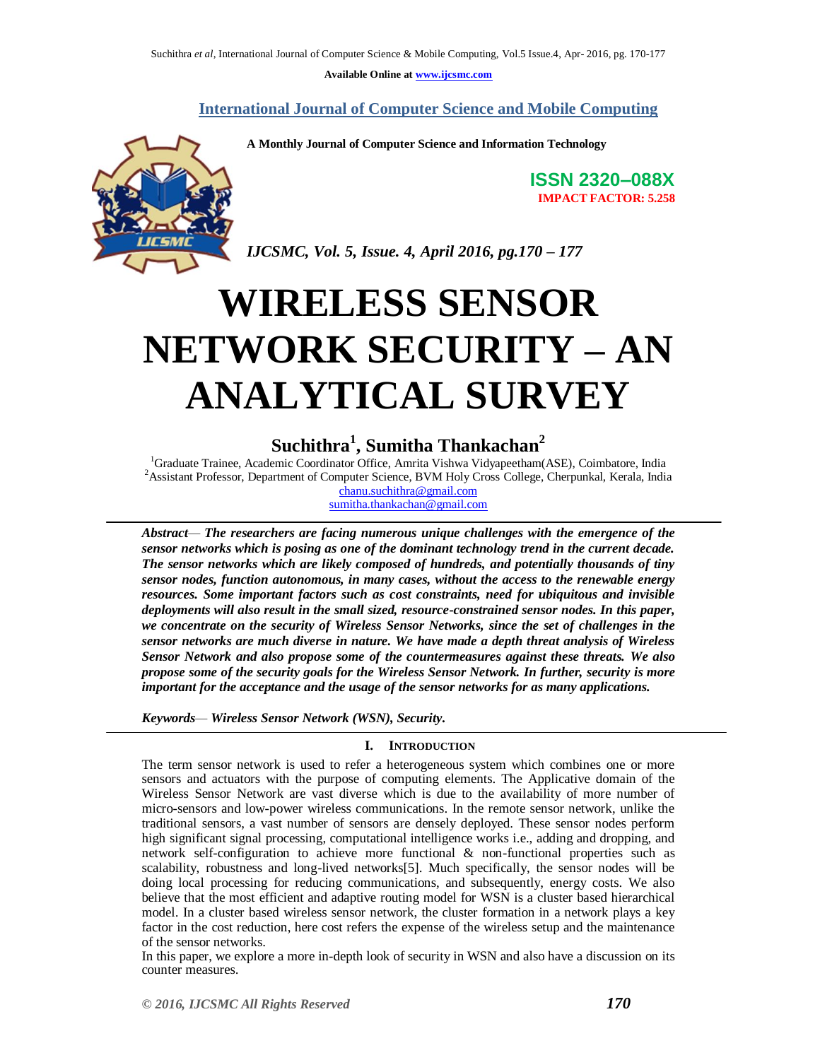Available Online at www.ijcsmc.com

## International Journal of Computer Science and Mobile Computing

**A Monthly Journal of Computer Science and Information Technology**

**ISSN 2320–088X**
**IMPACT FACTOR: 5.258**

*IJCSMC, Vol. 5, Issue. 4, April 2016, pg.170 – 177*

# WIRELESS SENSOR NETWORK SECURITY – AN ANALYTICAL SURVEY

**Suchithra[1], Sumitha Thankachan[2]**

[1]Graduate Trainee, Academic Coordinator Office, Amrita Vishwa Vidyapeetham(ASE), Coimbatore, India
[2]Assistant Professor, Department of Computer Science, BVM Holy Cross College, Cherpunkal, Kerala, India
chanu.suchithra@gmail.com
sumitha.thankachan@gmail.com

***Abstract*** — ***The researchers are facing numerous unique challenges with the emergence of the sensor networks which is posing as one of the dominant technology trend in the current decade. The sensor networks which are likely composed of hundreds, and potentially thousands of tiny sensor nodes, function autonomous, in many cases, without the access to the renewable energy resources. Some important factors such as cost constraints, need for ubiquitous and invisible deployments will also result in the small sized, resource-constrained sensor nodes. In this paper, we concentrate on the security of Wireless Sensor Networks, since the set of challenges in the sensor networks are much diverse in nature. We have made a depth threat analysis of Wireless Sensor Network and also propose some of the countermeasures against these threats. We also propose some of the security goals for the Wireless Sensor Network. In further, security is more important for the acceptance and the usage of the sensor networks for as many applications.***

***Keywords*** — ***Wireless Sensor Network (WSN), Security.***

## I. INTRODUCTION

The term sensor network is used to refer a heterogeneous system which combines one or more sensors and actuators with the purpose of computing elements. The Applicative domain of the Wireless Sensor Network are vast diverse which is due to the availability of more number of micro-sensors and low-power wireless communications. In the remote sensor network, unlike the traditional sensors, a vast number of sensors are densely deployed. These sensor nodes perform high significant signal processing, computational intelligence works i.e., adding and dropping, and network self-configuration to achieve more functional & non-functional properties such as scalability, robustness and long-lived networks[5]. Much specifically, the sensor nodes will be doing local processing for reducing communications, and subsequently, energy costs. We also believe that the most efficient and adaptive routing model for WSN is a cluster based hierarchical model. In a cluster based wireless sensor network, the cluster formation in a network plays a key factor in the cost reduction, here cost refers the expense of the wireless setup and the maintenance of the sensor networks.

In this paper, we explore a more in-depth look of security in WSN and also have a discussion on its counter measures.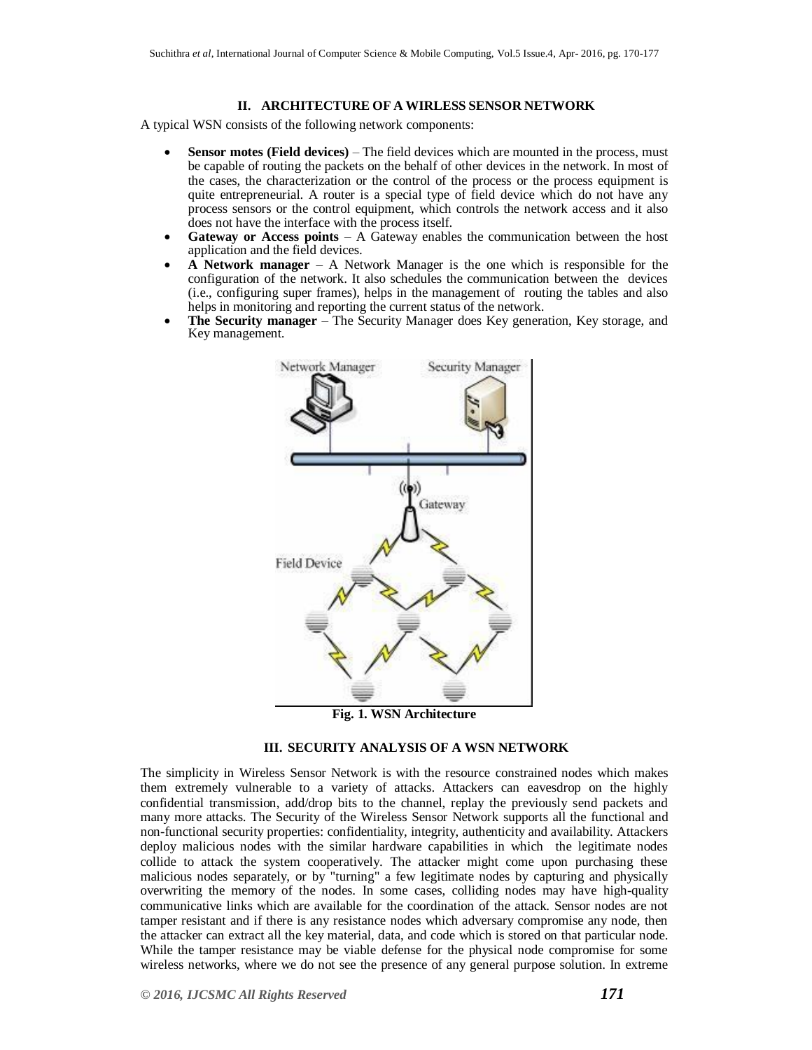## II. ARCHITECTURE OF A WIRLESS SENSOR NETWORK

A typical WSN consists of the following network components:

- **Sensor motes (Field devices)** – The field devices which are mounted in the process, must be capable of routing the packets on the behalf of other devices in the network. In most of the cases, the characterization or the control of the process or the process equipment is quite entrepreneurial. A router is a special type of field device which do not have any process sensors or the control equipment, which controls the network access and it also does not have the interface with the process itself.
- **Gateway or Access points** – A Gateway enables the communication between the host application and the field devices.
- **A Network manager** – A Network Manager is the one which is responsible for the configuration of the network. It also schedules the communication between the devices (i.e., configuring super frames), helps in the management of routing the tables and also helps in monitoring and reporting the current status of the network.
- **The Security manager** – The Security Manager does Key generation, Key storage, and Key management.

**Fig. 1. WSN Architecture**

## III. SECURITY ANALYSIS OF A WSN NETWORK

The simplicity in Wireless Sensor Network is with the resource constrained nodes which makes them extremely vulnerable to a variety of attacks. Attackers can eavesdrop on the highly confidential transmission, add/drop bits to the channel, replay the previously send packets and many more attacks. The Security of the Wireless Sensor Network supports all the functional and non-functional security properties: confidentiality, integrity, authenticity and availability. Attackers deploy malicious nodes with the similar hardware capabilities in which the legitimate nodes collide to attack the system cooperatively. The attacker might come upon purchasing these malicious nodes separately, or by "turning" a few legitimate nodes by capturing and physically overwriting the memory of the nodes. In some cases, colliding nodes may have high-quality communicative links which are available for the coordination of the attack. Sensor nodes are not tamper resistant and if there is any resistance nodes which adversary compromise any node, then the attacker can extract all the key material, data, and code which is stored on that particular node. While the tamper resistance may be viable defense for the physical node compromise for some wireless networks, where we do not see the presence of any general purpose solution. In extreme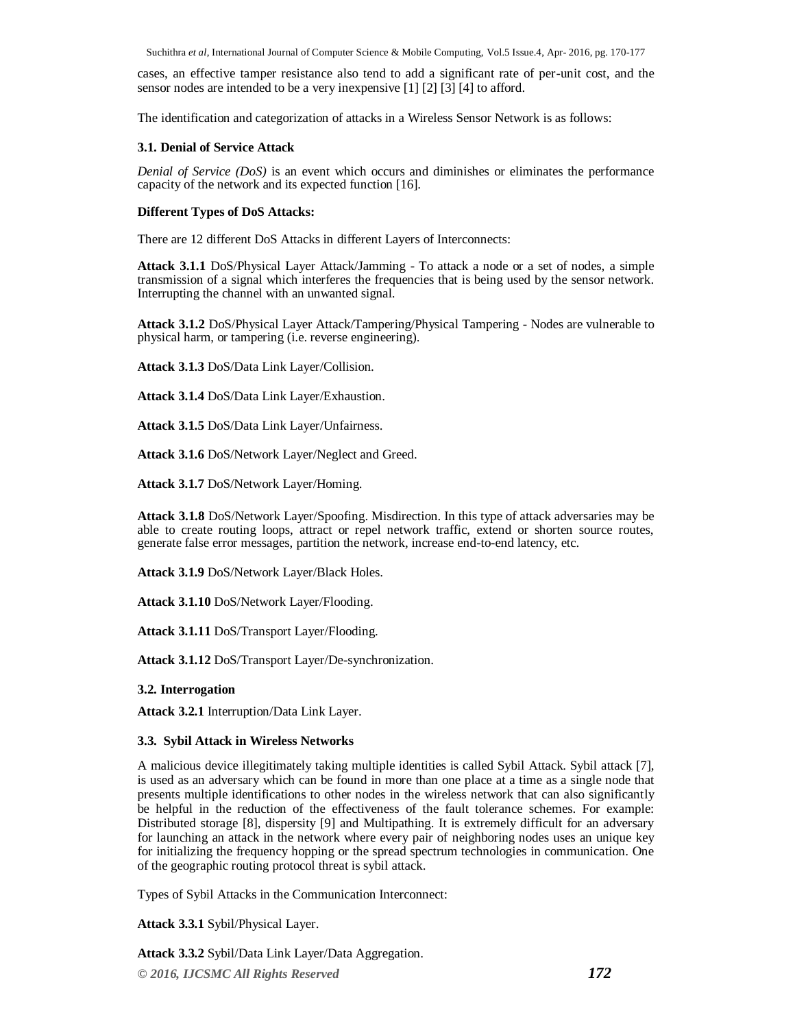cases, an effective tamper resistance also tend to add a significant rate of per-unit cost, and the sensor nodes are intended to be a very inexpensive [1] [2] [3] [4] to afford.

The identification and categorization of attacks in a Wireless Sensor Network is as follows:

### 3.1. Denial of Service Attack

*Denial of Service (DoS)* is an event which occurs and diminishes or eliminates the performance capacity of the network and its expected function [16].

**Different Types of DoS Attacks:**

There are 12 different DoS Attacks in different Layers of Interconnects:

**Attack 3.1.1** DoS/Physical Layer Attack/Jamming - To attack a node or a set of nodes, a simple transmission of a signal which interferes the frequencies that is being used by the sensor network. Interrupting the channel with an unwanted signal.

**Attack 3.1.2** DoS/Physical Layer Attack/Tampering/Physical Tampering - Nodes are vulnerable to physical harm, or tampering (i.e. reverse engineering).

**Attack 3.1.3** DoS/Data Link Layer/Collision.

**Attack 3.1.4** DoS/Data Link Layer/Exhaustion.

**Attack 3.1.5** DoS/Data Link Layer/Unfairness.

**Attack 3.1.6** DoS/Network Layer/Neglect and Greed.

**Attack 3.1.7** DoS/Network Layer/Homing.

**Attack 3.1.8** DoS/Network Layer/Spoofing. Misdirection. In this type of attack adversaries may be able to create routing loops, attract or repel network traffic, extend or shorten source routes, generate false error messages, partition the network, increase end-to-end latency, etc.

**Attack 3.1.9** DoS/Network Layer/Black Holes.

**Attack 3.1.10** DoS/Network Layer/Flooding.

**Attack 3.1.11** DoS/Transport Layer/Flooding.

**Attack 3.1.12** DoS/Transport Layer/De-synchronization.

### 3.2. Interrogation

**Attack 3.2.1** Interruption/Data Link Layer.

### 3.3. Sybil Attack in Wireless Networks

A malicious device illegitimately taking multiple identities is called Sybil Attack. Sybil attack [7], is used as an adversary which can be found in more than one place at a time as a single node that presents multiple identifications to other nodes in the wireless network that can also significantly be helpful in the reduction of the effectiveness of the fault tolerance schemes. For example: Distributed storage [8], dispersity [9] and Multipathing. It is extremely difficult for an adversary for launching an attack in the network where every pair of neighboring nodes uses an unique key for initializing the frequency hopping or the spread spectrum technologies in communication. One of the geographic routing protocol threat is sybil attack.

Types of Sybil Attacks in the Communication Interconnect:

**Attack 3.3.1** Sybil/Physical Layer.

**Attack 3.3.2** Sybil/Data Link Layer/Data Aggregation.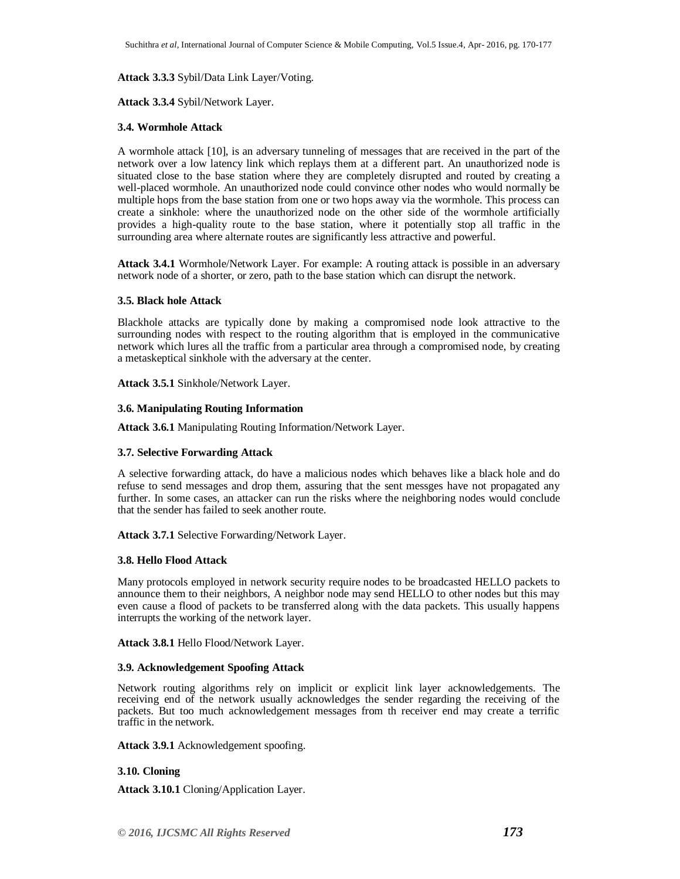**Attack 3.3.3** Sybil/Data Link Layer/Voting.

**Attack 3.3.4** Sybil/Network Layer.

### 3.4. Wormhole Attack

A wormhole attack [10], is an adversary tunneling of messages that are received in the part of the network over a low latency link which replays them at a different part. An unauthorized node is situated close to the base station where they are completely disrupted and routed by creating a well-placed wormhole. An unauthorized node could convince other nodes who would normally be multiple hops from the base station from one or two hops away via the wormhole. This process can create a sinkhole: where the unauthorized node on the other side of the wormhole artificially provides a high-quality route to the base station, where it potentially stop all traffic in the surrounding area where alternate routes are significantly less attractive and powerful.

**Attack 3.4.1** Wormhole/Network Layer. For example: A routing attack is possible in an adversary network node of a shorter, or zero, path to the base station which can disrupt the network.

### 3.5. Black hole Attack

Blackhole attacks are typically done by making a compromised node look attractive to the surrounding nodes with respect to the routing algorithm that is employed in the communicative network which lures all the traffic from a particular area through a compromised node, by creating a metaskeptical sinkhole with the adversary at the center.

**Attack 3.5.1** Sinkhole/Network Layer.

### 3.6. Manipulating Routing Information

**Attack 3.6.1** Manipulating Routing Information/Network Layer.

### 3.7. Selective Forwarding Attack

A selective forwarding attack, do have a malicious nodes which behaves like a black hole and do refuse to send messages and drop them, assuring that the sent messges have not propagated any further. In some cases, an attacker can run the risks where the neighboring nodes would conclude that the sender has failed to seek another route.

**Attack 3.7.1** Selective Forwarding/Network Layer.

### 3.8. Hello Flood Attack

Many protocols employed in network security require nodes to be broadcasted HELLO packets to announce them to their neighbors, A neighbor node may send HELLO to other nodes but this may even cause a flood of packets to be transferred along with the data packets. This usually happens interrupts the working of the network layer.

**Attack 3.8.1** Hello Flood/Network Layer.

### 3.9. Acknowledgement Spoofing Attack

Network routing algorithms rely on implicit or explicit link layer acknowledgements. The receiving end of the network usually acknowledges the sender regarding the receiving of the packets. But too much acknowledgement messages from th receiver end may create a terrific traffic in the network.

**Attack 3.9.1** Acknowledgement spoofing.

### 3.10. Cloning

**Attack 3.10.1** Cloning/Application Layer.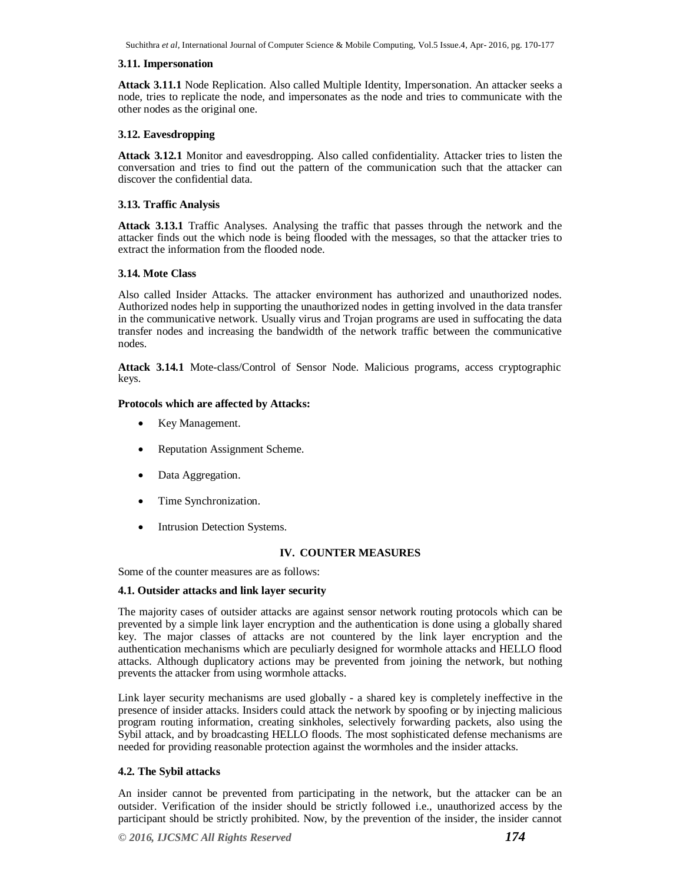### 3.11. Impersonation

**Attack 3.11.1** Node Replication. Also called Multiple Identity, Impersonation. An attacker seeks a node, tries to replicate the node, and impersonates as the node and tries to communicate with the other nodes as the original one.

### 3.12. Eavesdropping

**Attack 3.12.1** Monitor and eavesdropping. Also called confidentiality. Attacker tries to listen the conversation and tries to find out the pattern of the communication such that the attacker can discover the confidential data.

### 3.13. Traffic Analysis

**Attack 3.13.1** Traffic Analyses. Analysing the traffic that passes through the network and the attacker finds out the which node is being flooded with the messages, so that the attacker tries to extract the information from the flooded node.

### 3.14. Mote Class

Also called Insider Attacks. The attacker environment has authorized and unauthorized nodes. Authorized nodes help in supporting the unauthorized nodes in getting involved in the data transfer in the communicative network. Usually virus and Trojan programs are used in suffocating the data transfer nodes and increasing the bandwidth of the network traffic between the communicative nodes.

**Attack 3.14.1** Mote-class/Control of Sensor Node. Malicious programs, access cryptographic keys.

**Protocols which are affected by Attacks:**

- Key Management.
- Reputation Assignment Scheme.
- Data Aggregation.
- Time Synchronization.
- Intrusion Detection Systems.

## IV. COUNTER MEASURES

Some of the counter measures are as follows:

### 4.1. Outsider attacks and link layer security

The majority cases of outsider attacks are against sensor network routing protocols which can be prevented by a simple link layer encryption and the authentication is done using a globally shared key. The major classes of attacks are not countered by the link layer encryption and the authentication mechanisms which are peculiarly designed for wormhole attacks and HELLO flood attacks. Although duplicatory actions may be prevented from joining the network, but nothing prevents the attacker from using wormhole attacks.

Link layer security mechanisms are used globally - a shared key is completely ineffective in the presence of insider attacks. Insiders could attack the network by spoofing or by injecting malicious program routing information, creating sinkholes, selectively forwarding packets, also using the Sybil attack, and by broadcasting HELLO floods. The most sophisticated defense mechanisms are needed for providing reasonable protection against the wormholes and the insider attacks.

### 4.2. The Sybil attacks

An insider cannot be prevented from participating in the network, but the attacker can be an outsider. Verification of the insider should be strictly followed i.e., unauthorized access by the participant should be strictly prohibited. Now, by the prevention of the insider, the insider cannot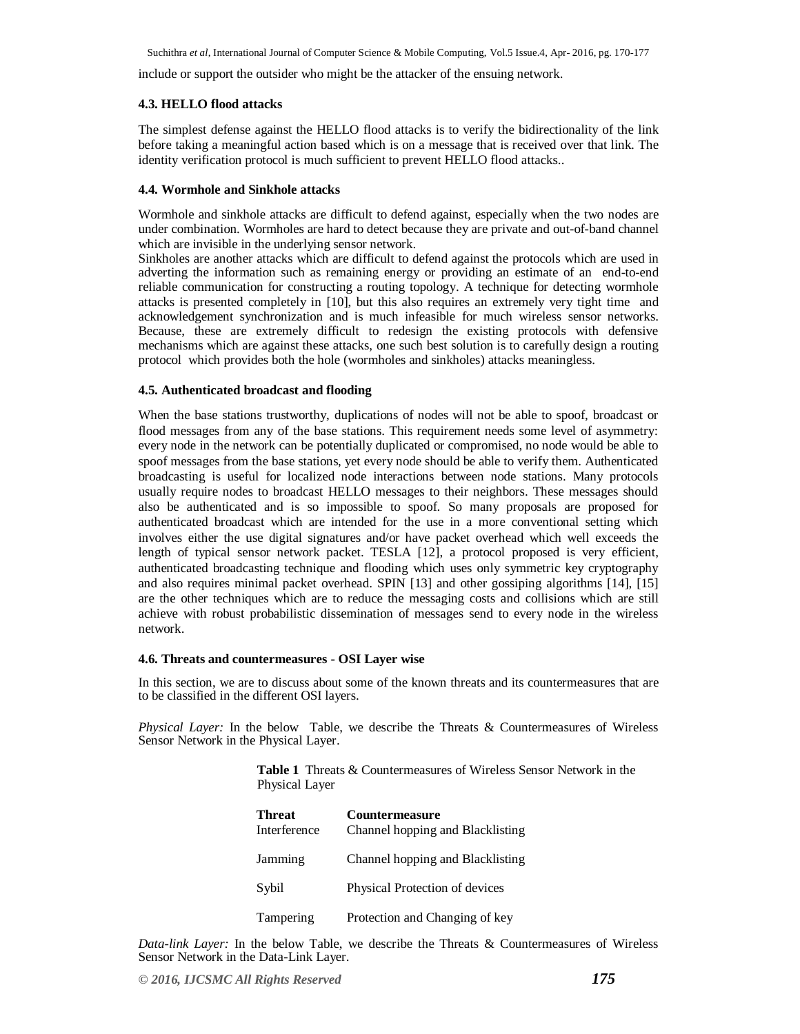include or support the outsider who might be the attacker of the ensuing network.

### 4.3. HELLO flood attacks

The simplest defense against the HELLO flood attacks is to verify the bidirectionality of the link before taking a meaningful action based which is on a message that is received over that link. The identity verification protocol is much sufficient to prevent HELLO flood attacks..

### 4.4. Wormhole and Sinkhole attacks

Wormhole and sinkhole attacks are difficult to defend against, especially when the two nodes are under combination. Wormholes are hard to detect because they are private and out-of-band channel which are invisible in the underlying sensor network.
Sinkholes are another attacks which are difficult to defend against the protocols which are used in adverting the information such as remaining energy or providing an estimate of an end-to-end reliable communication for constructing a routing topology. A technique for detecting wormhole attacks is presented completely in [10], but this also requires an extremely very tight time and acknowledgement synchronization and is much infeasible for much wireless sensor networks. Because, these are extremely difficult to redesign the existing protocols with defensive mechanisms which are against these attacks, one such best solution is to carefully design a routing protocol which provides both the hole (wormholes and sinkholes) attacks meaningless.

### 4.5. Authenticated broadcast and flooding

When the base stations trustworthy, duplications of nodes will not be able to spoof, broadcast or flood messages from any of the base stations. This requirement needs some level of asymmetry: every node in the network can be potentially duplicated or compromised, no node would be able to spoof messages from the base stations, yet every node should be able to verify them. Authenticated broadcasting is useful for localized node interactions between node stations. Many protocols usually require nodes to broadcast HELLO messages to their neighbors. These messages should also be authenticated and is so impossible to spoof. So many proposals are proposed for authenticated broadcast which are intended for the use in a more conventional setting which involves either the use digital signatures and/or have packet overhead which well exceeds the length of typical sensor network packet. TESLA [12], a protocol proposed is very efficient, authenticated broadcasting technique and flooding which uses only symmetric key cryptography and also requires minimal packet overhead. SPIN [13] and other gossiping algorithms [14], [15] are the other techniques which are to reduce the messaging costs and collisions which are still achieve with robust probabilistic dissemination of messages send to every node in the wireless network.

### 4.6. Threats and countermeasures - OSI Layer wise

In this section, we are to discuss about some of the known threats and its countermeasures that are to be classified in the different OSI layers.

*Physical Layer:* In the below Table, we describe the Threats & Countermeasures of Wireless Sensor Network in the Physical Layer.

**Table 1** Threats & Countermeasures of Wireless Sensor Network in the Physical Layer

| Threat | Countermeasure |
|---|---|
| Interference | Channel hopping and Blacklisting |
| Jamming | Channel hopping and Blacklisting |
| Sybil | Physical Protection of devices |
| Tampering | Protection and Changing of key |

*Data-link Layer:* In the below Table, we describe the Threats & Countermeasures of Wireless Sensor Network in the Data-Link Layer.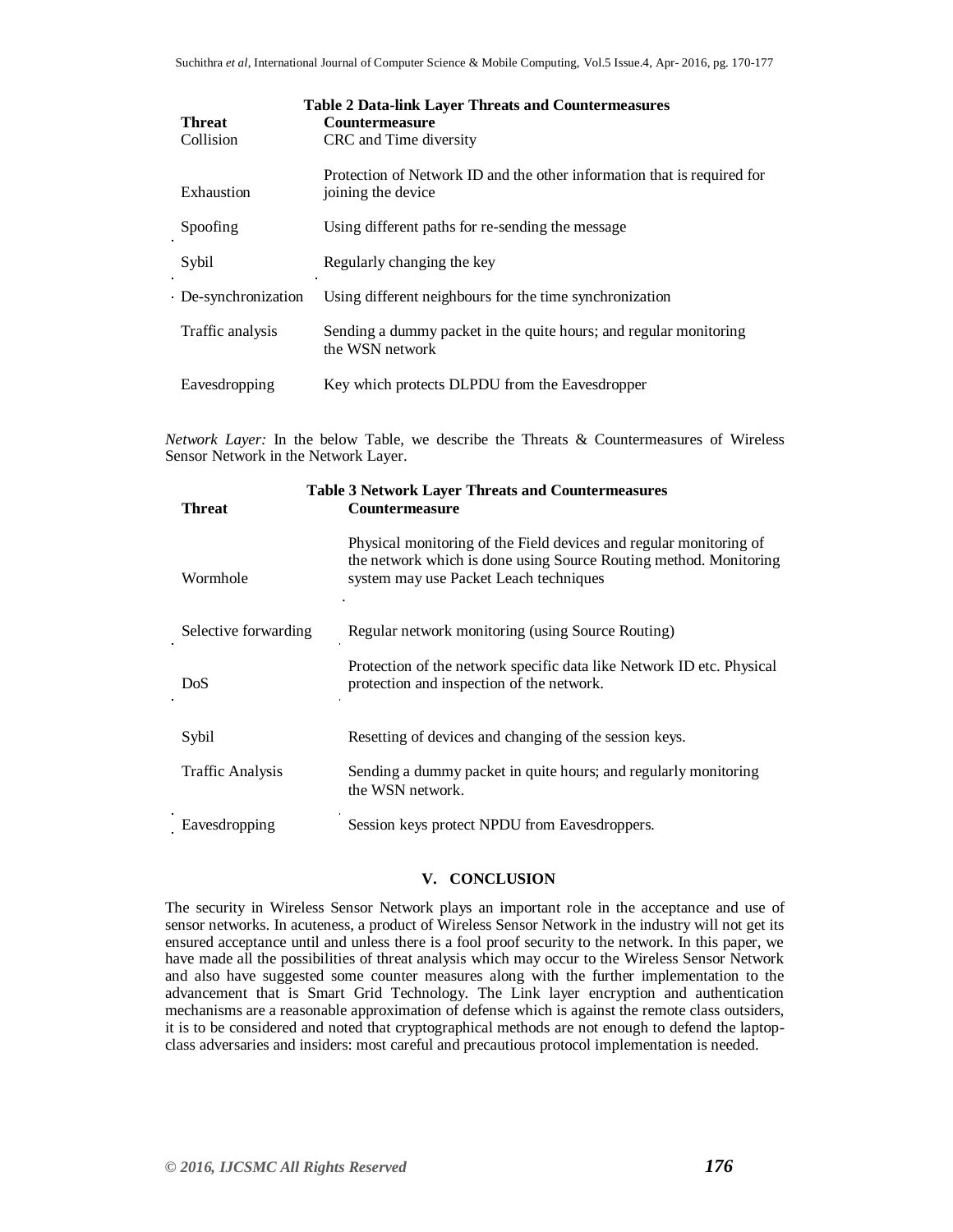**Table 2 Data-link Layer Threats and Countermeasures**

| Threat | Countermeasure |
| --- | --- |
| Collision | CRC and Time diversity |
| Exhaustion | Protection of Network ID and the other information that is required for joining the device |
| Spoofing | Using different paths for re-sending the message |
| Sybil | Regularly changing the key |
| De-synchronization | Using different neighbours for the time synchronization |
| Traffic analysis | Sending a dummy packet in the quite hours; and regular monitoring the WSN network |
| Eavesdropping | Key which protects DLPDU from the Eavesdropper |

*Network Layer:* In the below Table, we describe the Threats & Countermeasures of Wireless Sensor Network in the Network Layer.

**Table 3 Network Layer Threats and Countermeasures**

| Threat | Countermeasure |
| --- | --- |
| Wormhole | Physical monitoring of the Field devices and regular monitoring of the network which is done using Source Routing method. Monitoring system may use Packet Leach techniques |
| Selective forwarding | Regular network monitoring (using Source Routing) |
| DoS | Protection of the network specific data like Network ID etc. Physical protection and inspection of the network. |
| Sybil | Resetting of devices and changing of the session keys. |
| Traffic Analysis | Sending a dummy packet in quite hours; and regularly monitoring the WSN network. |
| Eavesdropping | Session keys protect NPDU from Eavesdroppers. |

## V. CONCLUSION

The security in Wireless Sensor Network plays an important role in the acceptance and use of sensor networks. In acuteness, a product of Wireless Sensor Network in the industry will not get its ensured acceptance until and unless there is a fool proof security to the network. In this paper, we have made all the possibilities of threat analysis which may occur to the Wireless Sensor Network and also have suggested some counter measures along with the further implementation to the advancement that is Smart Grid Technology. The Link layer encryption and authentication mechanisms are a reasonable approximation of defense which is against the remote class outsiders, it is to be considered and noted that cryptographical methods are not enough to defend the laptop-class adversaries and insiders: most careful and precautious protocol implementation is needed.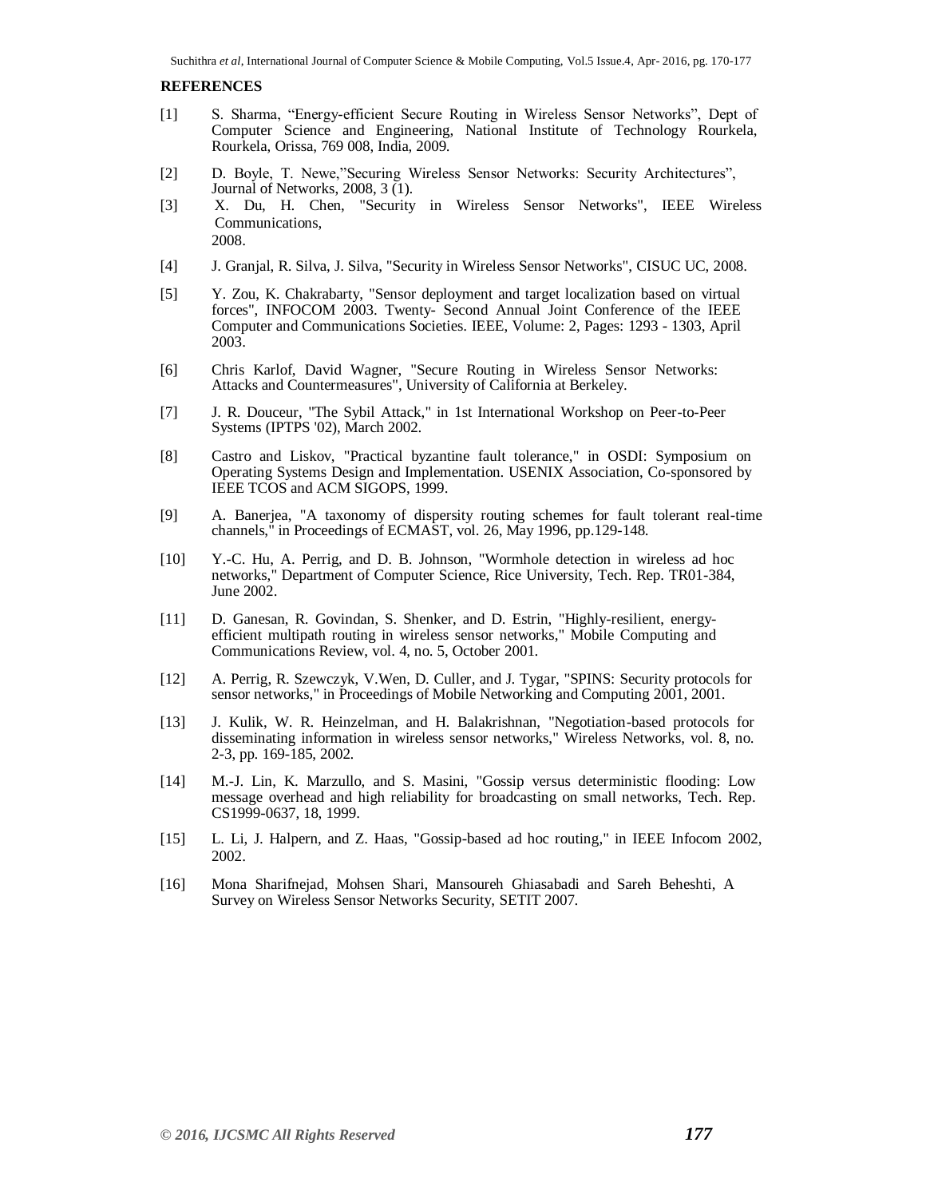**REFERENCES**

[1] S. Sharma, "Energy-efficient Secure Routing in Wireless Sensor Networks", Dept of Computer Science and Engineering, National Institute of Technology Rourkela, Rourkela, Orissa, 769 008, India, 2009.

[2] D. Boyle, T. Newe,"Securing Wireless Sensor Networks: Security Architectures", Journal of Networks, 2008, 3 (1).

[3] X. Du, H. Chen, "Security in Wireless Sensor Networks", IEEE Wireless Communications, 2008.

[4] J. Granjal, R. Silva, J. Silva, "Security in Wireless Sensor Networks", CISUC UC, 2008.

[5] Y. Zou, K. Chakrabarty, "Sensor deployment and target localization based on virtual forces", INFOCOM 2003. Twenty- Second Annual Joint Conference of the IEEE Computer and Communications Societies. IEEE, Volume: 2, Pages: 1293 - 1303, April 2003.

[6] Chris Karlof, David Wagner, "Secure Routing in Wireless Sensor Networks: Attacks and Countermeasures", University of California at Berkeley.

[7] J. R. Douceur, "The Sybil Attack," in 1st International Workshop on Peer-to-Peer Systems (IPTPS '02), March 2002.

[8] Castro and Liskov, "Practical byzantine fault tolerance," in OSDI: Symposium on Operating Systems Design and Implementation. USENIX Association, Co-sponsored by IEEE TCOS and ACM SIGOPS, 1999.

[9] A. Banerjea, "A taxonomy of dispersity routing schemes for fault tolerant real-time channels," in Proceedings of ECMAST, vol. 26, May 1996, pp.129-148.

[10] Y.-C. Hu, A. Perrig, and D. B. Johnson, "Wormhole detection in wireless ad hoc networks," Department of Computer Science, Rice University, Tech. Rep. TR01-384, June 2002.

[11] D. Ganesan, R. Govindan, S. Shenker, and D. Estrin, "Highly-resilient, energy-efficient multipath routing in wireless sensor networks," Mobile Computing and Communications Review, vol. 4, no. 5, October 2001.

[12] A. Perrig, R. Szewczyk, V.Wen, D. Culler, and J. Tygar, "SPINS: Security protocols for sensor networks," in Proceedings of Mobile Networking and Computing 2001, 2001.

[13] J. Kulik, W. R. Heinzelman, and H. Balakrishnan, "Negotiation-based protocols for disseminating information in wireless sensor networks," Wireless Networks, vol. 8, no. 2-3, pp. 169-185, 2002.

[14] M.-J. Lin, K. Marzullo, and S. Masini, "Gossip versus deterministic flooding: Low message overhead and high reliability for broadcasting on small networks, Tech. Rep. CS1999-0637, 18, 1999.

[15] L. Li, J. Halpern, and Z. Haas, "Gossip-based ad hoc routing," in IEEE Infocom 2002, 2002.

[16] Mona Sharifnejad, Mohsen Shari, Mansoureh Ghiasabadi and Sareh Beheshti, A Survey on Wireless Sensor Networks Security, SETIT 2007.